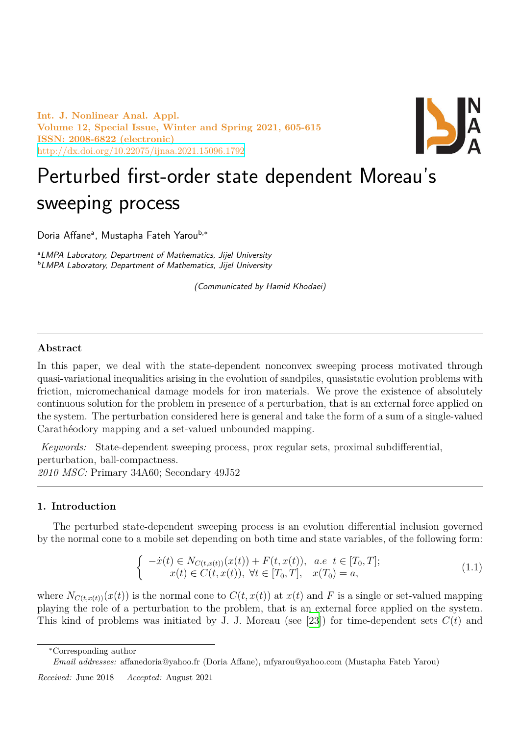# Perturbed first-order state dependent Moreau's sweeping process

Doria Affane[a], Mustapha Fateh Yarou[b,*]

[a]LMPA Laboratory, Department of Mathematics, Jijel University
[b]LMPA Laboratory, Department of Mathematics, Jijel University

*(Communicated by Hamid Khodaei)*

---

**Abstract**

In this paper, we deal with the state-dependent nonconvex sweeping process motivated through quasi-variational inequalities arising in the evolution of sandpiles, quasistatic evolution problems with friction, micromechanical damage models for iron materials. We prove the existence of absolutely continuous solution for the problem in presence of a perturbation, that is an external force applied on the system. The perturbation considered here is general and take the form of a sum of a single-valued Carathéodory mapping and a set-valued unbounded mapping.

*Keywords:* State-dependent sweeping process, prox regular sets, proximal subdifferential, perturbation, ball-compactness.
*2010 MSC:* Primary 34A60; Secondary 49J52

---

## 1. Introduction

The perturbed state-dependent sweeping process is an evolution differential inclusion governed by the normal cone to a mobile set depending on both time and state variables, of the following form:

$$\begin{cases} -\dot{x}(t) \in N_{C(t,x(t))}(x(t)) + F(t, x(t)), & a.e \ \ t \in [T_0, T]; \\ x(t) \in C(t, x(t)), \ \forall t \in [T_0, T], & x(T_0) = a, \end{cases} \tag{1.1}$$

where $N_{C(t,x(t))}(x(t))$ is the normal cone to $C(t, x(t))$ at $x(t)$ and $F$ is a single or set-valued mapping playing the role of a perturbation to the problem, that is an external force applied on the system. This kind of problems was initiated by J. J. Moreau (see [23]) for time-dependent sets $C(t)$ and

---

*Corresponding author
*Email addresses:* affanedoria@yahoo.fr (Doria Affane), mfyarou@yahoo.com (Mustapha Fateh Yarou)

*Received:* June 2018 *Accepted:* August 2021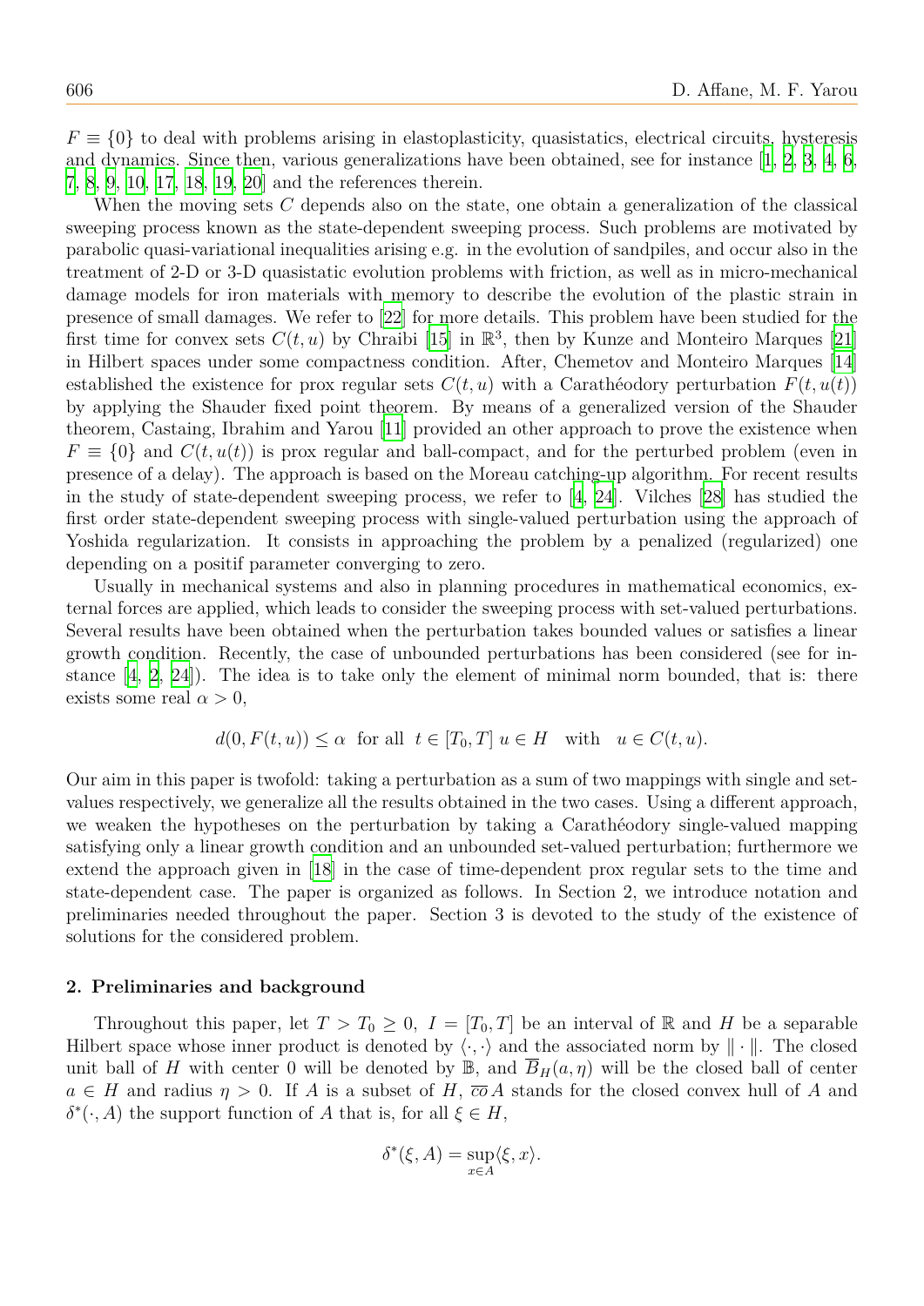$F \equiv \{0\}$ to deal with problems arising in elastoplasticity, quasistatics, electrical circuits, hysteresis and dynamics. Since then, various generalizations have been obtained, see for instance [1, 2, 3, 4, 6, 7, 8, 9, 10, 17, 18, 19, 20] and the references therein.

When the moving sets $C$ depends also on the state, one obtain a generalization of the classical sweeping process known as the state-dependent sweeping process. Such problems are motivated by parabolic quasi-variational inequalities arising e.g. in the evolution of sandpiles, and occur also in the treatment of 2-D or 3-D quasistatic evolution problems with friction, as well as in micro-mechanical damage models for iron materials with memory to describe the evolution of the plastic strain in presence of small damages. We refer to [22] for more details. This problem have been studied for the first time for convex sets $C(t,u)$ by Chraibi [15] in $\mathbb{R}^3$, then by Kunze and Monteiro Marques [21] in Hilbert spaces under some compactness condition. After, Chemetov and Monteiro Marques [14] established the existence for prox regular sets $C(t,u)$ with a Carathéodory perturbation $F(t,u(t))$ by applying the Shauder fixed point theorem. By means of a generalized version of the Shauder theorem, Castaing, Ibrahim and Yarou [11] provided an other approach to prove the existence when $F \equiv \{0\}$ and $C(t,u(t))$ is prox regular and ball-compact, and for the perturbed problem (even in presence of a delay). The approach is based on the Moreau catching-up algorithm. For recent results in the study of state-dependent sweeping process, we refer to [4, 24]. Vilches [28] has studied the first order state-dependent sweeping process with single-valued perturbation using the approach of Yoshida regularization. It consists in approaching the problem by a penalized (regularized) one depending on a positif parameter converging to zero.

Usually in mechanical systems and also in planning procedures in mathematical economics, external forces are applied, which leads to consider the sweeping process with set-valued perturbations. Several results have been obtained when the perturbation takes bounded values or satisfies a linear growth condition. Recently, the case of unbounded perturbations has been considered (see for instance [4, 2, 24]). The idea is to take only the element of minimal norm bounded, that is: there exists some real $\alpha > 0$,

$$d(0, F(t,u)) \leq \alpha \ \text{ for all } \ t \in [T_0, T] \ u \in H \quad \text{with} \quad u \in C(t,u).$$

Our aim in this paper is twofold: taking a perturbation as a sum of two mappings with single and set-values respectively, we generalize all the results obtained in the two cases. Using a different approach, we weaken the hypotheses on the perturbation by taking a Carathéodory single-valued mapping satisfying only a linear growth condition and an unbounded set-valued perturbation; furthermore we extend the approach given in [18] in the case of time-dependent prox regular sets to the time and state-dependent case. The paper is organized as follows. In Section 2, we introduce notation and preliminaries needed throughout the paper. Section 3 is devoted to the study of the existence of solutions for the considered problem.

## 2. Preliminaries and background

Throughout this paper, let $T > T_0 \geq 0$, $I = [T_0, T]$ be an interval of $\mathbb{R}$ and $H$ be a separable Hilbert space whose inner product is denoted by $\langle \cdot, \cdot \rangle$ and the associated norm by $\| \cdot \|$. The closed unit ball of $H$ with center 0 will be denoted by $\mathbb{B}$, and $\overline{B}_H(a, \eta)$ will be the closed ball of center $a \in H$ and radius $\eta > 0$. If $A$ is a subset of $H$, $\overline{co}\, A$ stands for the closed convex hull of $A$ and $\delta^*(\cdot, A)$ the support function of $A$ that is, for all $\xi \in H$,

$$\delta^*(\xi, A) = \sup_{x \in A} \langle \xi, x \rangle.$$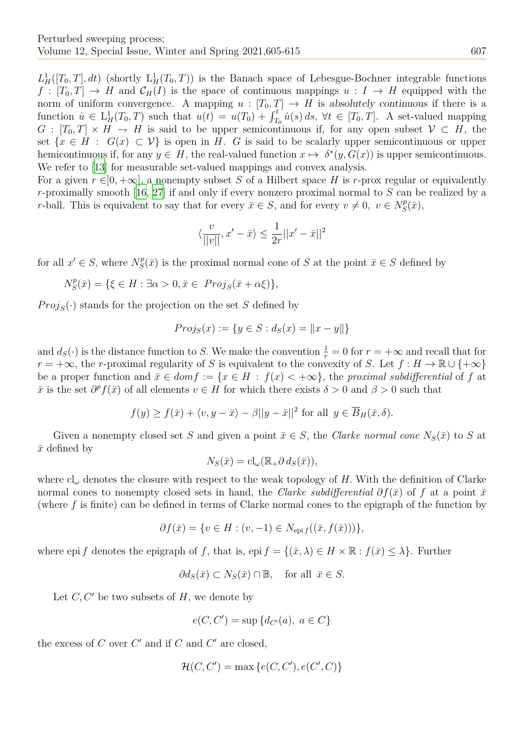$L^1_H([T_0,T],dt)$ (shortly $\mathrm{L}^1_H(T_0,T)$) is the Banach space of Lebesgue-Bochner integrable functions $f : [T_0,T] \to H$ and $\mathcal{C}_H(I)$ is the space of continuous mappings $u : I \to H$ equipped with the norm of uniform convergence. A mapping $u : [T_0,T] \to H$ is *absolutely continuous* if there is a function $\dot{u} \in \mathrm{L}^1_H(T_0,T)$ such that $u(t) = u(T_0) + \int_{T_0}^{t} \dot{u}(s)\,ds,\ \forall t \in [T_0,T]$. A set-valued mapping $G : [T_0,T] \times H \rightarrow H$ is said to be upper semicontinuous if, for any open subset $\mathcal{V} \subset H$, the set $\{x \in H : G(x) \subset \mathcal{V}\}$ is open in $H$. $G$ is said to be scalarly upper semicontinuous or upper hemicontinuous if, for any $y \in H$, the real-valued function $x \mapsto \delta^*(y, G(x))$ is upper semicontinuous. We refer to [13] for measurable set-valued mappings and convex analysis.

For a given $r \in ]0,+\infty]$, a nonempty subset $S$ of a Hilbert space $H$ is $r$-prox regular or equivalently $r$-proximally smooth [16, 27] if and only if every nonzero proximal normal to $S$ can be realized by a $r$-ball. This is equivalent to say that for every $\bar{x} \in S$, and for every $v \neq 0,\ v \in N^p_S(\bar{x})$,

$$\langle \frac{v}{||v||}, x' - \bar{x} \rangle \leq \frac{1}{2r}||x' - \bar{x}||^2$$

for all $x' \in S$, where $N^p_S(\bar{x})$ is the proximal normal cone of $S$ at the point $\bar{x} \in S$ defined by

$$N^p_S(\bar{x}) = \{\xi \in H : \exists \alpha > 0, \bar{x} \in\ Proj_S(\bar{x} + \alpha\xi)\},$$

$Proj_S(\cdot)$ stands for the projection on the set $S$ defined by

$$Proj_S(x) := \{y \in S : d_S(x) = \|x - y\|\}$$

and $d_S(\cdot)$ is the distance function to $S$. We make the convention $\frac{1}{r} = 0$ for $r = +\infty$ and recall that for $r = +\infty$, the $r$-proximal regularity of $S$ is equivalent to the convexity of $S$. Let $f : H \to \mathbb{R} \cup \{+\infty\}$ be a proper function and $\bar{x} \in dom f := \{x \in H : f(x) < +\infty\}$, the *proximal subdifferential* of $f$ at $\bar{x}$ is the set $\partial^p f(\bar{x})$ of all elements $v \in H$ for which there exists $\delta > 0$ and $\beta > 0$ such that

$$f(y) \geq f(\bar{x}) + \langle v, y - \bar{x} \rangle - \beta||y - \bar{x}||^2 \text{ for all } y \in \overline{B}_H(\bar{x}, \delta).$$

Given a nonempty closed set $S$ and given a point $\bar{x} \in S$, the *Clarke normal cone* $N_S(\bar{x})$ to $S$ at $\bar{x}$ defined by

$$N_S(\bar{x}) = \mathrm{cl}_\omega(\mathbb{R}_+ \partial\, d_S(\bar{x})),$$

where $\mathrm{cl}_\omega$ denotes the closure with respect to the weak topology of $H$. With the definition of Clarke normal cones to nonempty closed sets in hand, the *Clarke subdifferential* $\partial f(\bar{x})$ of $f$ at a point $\bar{x}$ (where $f$ is finite) can be defined in terms of Clarke normal cones to the epigraph of the function by

$$\partial f(\bar{x}) = \{v \in H : (v, -1) \in N_{\mathrm{epi}\, f}((\bar{x}, f(\bar{x})))\},$$

where $\mathrm{epi}\, f$ denotes the epigraph of $f$, that is, $\mathrm{epi}\, f = \{(\bar{x}, \lambda) \in H \times \mathbb{R} : f(\bar{x}) \leq \lambda\}$. Further

$$\partial d_S(\bar{x}) \subset N_S(\bar{x}) \cap \mathbb{B}, \quad \text{for all } \bar{x} \in S.$$

Let $C, C'$ be two subsets of $H$, we denote by

$$e(C, C') = \sup\{d_{C'}(a),\ a \in C\}$$

the excess of $C$ over $C'$ and if $C$ and $C'$ are closed,

$$\mathcal{H}(C, C') = \max\{e(C, C'), e(C', C)\}$$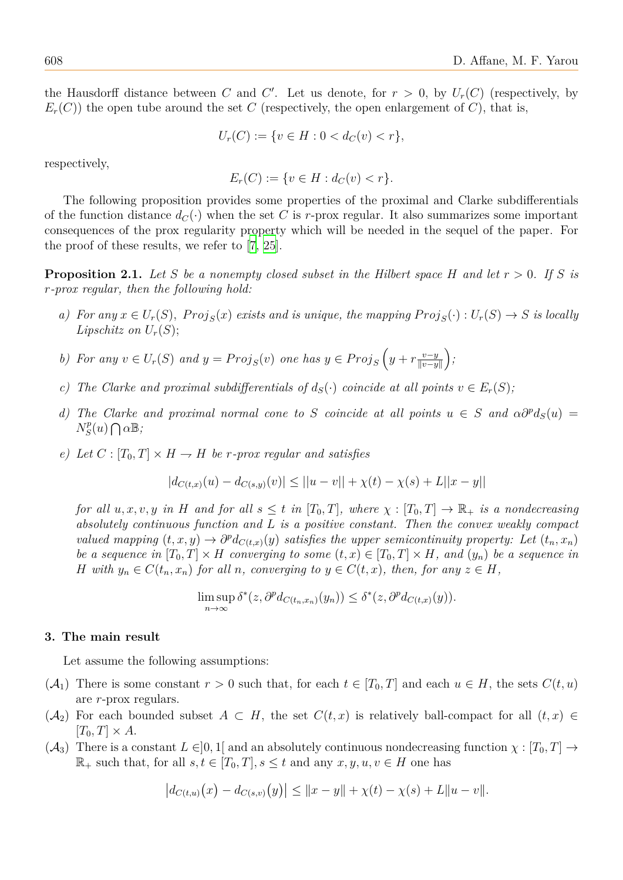the Hausdorff distance between $C$ and $C'$. Let us denote, for $r > 0$, by $U_r(C)$ (respectively, by $E_r(C)$) the open tube around the set $C$ (respectively, the open enlargement of $C$), that is,

$$U_r(C) := \{v \in H : 0 < d_C(v) < r\},$$

respectively,

$$E_r(C) := \{v \in H : d_C(v) < r\}.$$

The following proposition provides some properties of the proximal and Clarke subdifferentials of the function distance $d_C(\cdot)$ when the set $C$ is $r$-prox regular. It also summarizes some important consequences of the prox regularity property which will be needed in the sequel of the paper. For the proof of these results, we refer to [7, 25].

**Proposition 2.1.** *Let $S$ be a nonempty closed subset in the Hilbert space $H$ and let $r > 0$. If $S$ is $r$-prox regular, then the following hold:*

*a) For any $x \in U_r(S)$, $Proj_S(x)$ exists and is unique, the mapping $Proj_S(\cdot) : U_r(S) \to S$ is locally Lipschitz on $U_r(S)$;*

*b) For any $v \in U_r(S)$ and $y = Proj_S(v)$ one has $y \in Proj_S\left(y + r\frac{v-y}{\|v-y\|}\right)$;*

*c) The Clarke and proximal subdifferentials of $d_S(\cdot)$ coincide at all points $v \in E_r(S)$;*

*d) The Clarke and proximal normal cone to $S$ coincide at all points $u \in S$ and $\alpha\partial^p d_S(u) = N_S^p(u) \bigcap \alpha\mathbb{B}$;*

*e) Let $C : [T_0, T] \times H \to H$ be $r$-prox regular and satisfies*

$$|d_{C(t,x)}(u) - d_{C(s,y)}(v)| \leq ||u - v|| + \chi(t) - \chi(s) + L||x - y||$$

*for all $u, x, v, y$ in $H$ and for all $s \leq t$ in $[T_0, T]$, where $\chi : [T_0, T] \to \mathbb{R}_+$ is a nondecreasing absolutely continuous function and $L$ is a positive constant. Then the convex weakly compact valued mapping $(t, x, y) \to \partial^p d_{C(t,x)}(y)$ satisfies the upper semicontinuity property: Let $(t_n, x_n)$ be a sequence in $[T_0, T] \times H$ converging to some $(t, x) \in [T_0, T] \times H$, and $(y_n)$ be a sequence in $H$ with $y_n \in C(t_n, x_n)$ for all $n$, converging to $y \in C(t, x)$, then, for any $z \in H$,*

$$\limsup_{n\to\infty} \delta^*(z, \partial^p d_{C(t_n,x_n)}(y_n)) \leq \delta^*(z, \partial^p d_{C(t,x)}(y)).$$

## 3. The main result

Let assume the following assumptions:

($\mathcal{A}_1$) There is some constant $r > 0$ such that, for each $t \in [T_0, T]$ and each $u \in H$, the sets $C(t, u)$ are $r$-prox regulars.

($\mathcal{A}_2$) For each bounded subset $A \subset H$, the set $C(t, x)$ is relatively ball-compact for all $(t, x) \in [T_0, T] \times A$.

($\mathcal{A}_3$) There is a constant $L \in ]0, 1[$ and an absolutely continuous nondecreasing function $\chi : [T_0, T] \to \mathbb{R}_+$ such that, for all $s, t \in [T_0, T], s \leq t$ and any $x, y, u, v \in H$ one has

$$\left|d_{C(t,u)}\big(x\big) - d_{C(s,v)}\big(y\big)\right| \leq \|x - y\| + \chi(t) - \chi(s) + L\|u - v\|.$$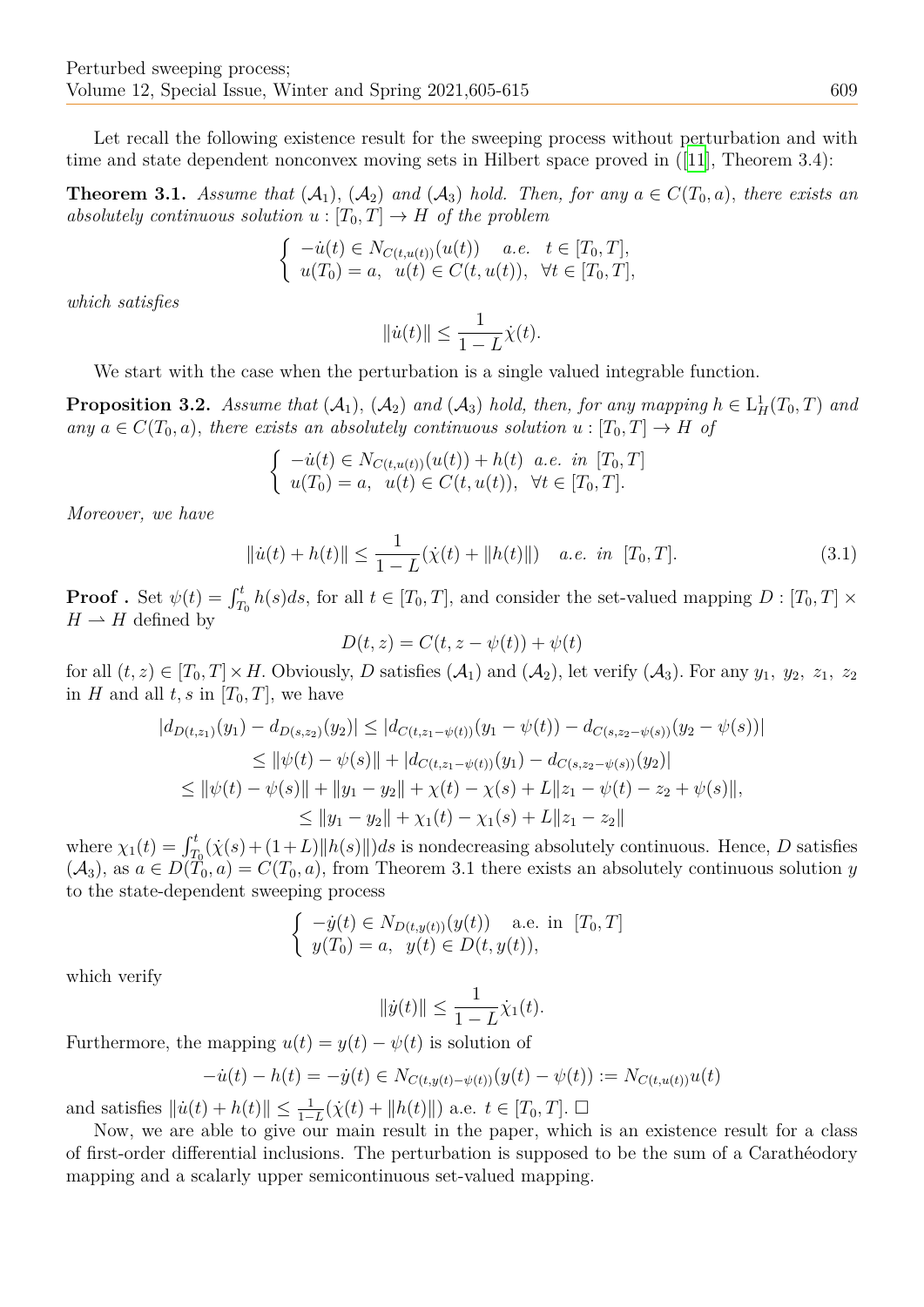Let recall the following existence result for the sweeping process without perturbation and with time and state dependent nonconvex moving sets in Hilbert space proved in ([11], Theorem 3.4):

**Theorem 3.1.** *Assume that* $(\mathcal{A}_1)$, $(\mathcal{A}_2)$ *and* $(\mathcal{A}_3)$ *hold. Then, for any* $a \in C(T_0, a)$, *there exists an absolutely continuous solution* $u : [T_0, T] \to H$ *of the problem*

$$\begin{cases} -\dot{u}(t) \in N_{C(t,u(t))}(u(t)) \quad a.e. \quad t \in [T_0, T], \\ u(T_0) = a, \quad u(t) \in C(t, u(t)), \quad \forall t \in [T_0, T], \end{cases}$$

*which satisfies*

$$\|\dot{u}(t)\| \leq \frac{1}{1-L}\dot{\chi}(t).$$

We start with the case when the perturbation is a single valued integrable function.

**Proposition 3.2.** *Assume that* $(\mathcal{A}_1)$, $(\mathcal{A}_2)$ *and* $(\mathcal{A}_3)$ *hold, then, for any mapping* $h \in \mathrm{L}^1_H(T_0, T)$ *and any* $a \in C(T_0, a)$, *there exists an absolutely continuous solution* $u : [T_0, T] \to H$ *of*

$$\begin{cases} -\dot{u}(t) \in N_{C(t,u(t))}(u(t)) + h(t) \ \ a.e. \ \ in \ \ [T_0, T] \\ u(T_0) = a, \quad u(t) \in C(t, u(t)), \quad \forall t \in [T_0, T]. \end{cases}$$

*Moreover, we have*

$$\|\dot{u}(t) + h(t)\| \leq \frac{1}{1-L}(\dot{\chi}(t) + \|h(t)\|) \quad a.e. \ \ in \ \ [T_0, T]. \tag{3.1}$$

**Proof .** Set $\psi(t) = \int_{T_0}^t h(s)ds$, for all $t \in [T_0, T]$, and consider the set-valued mapping $D : [T_0, T] \times H \rightharpoonup H$ defined by

$$D(t, z) = C(t, z - \psi(t)) + \psi(t)$$

for all $(t, z) \in [T_0, T] \times H$. Obviously, $D$ satisfies $(\mathcal{A}_1)$ and $(\mathcal{A}_2)$, let verify $(\mathcal{A}_3)$. For any $y_1,\ y_2,\ z_1,\ z_2$ in $H$ and all $t, s$ in $[T_0, T]$, we have

$$\begin{aligned} |d_{D(t,z_1)}(y_1) - d_{D(s,z_2)}(y_2)| &\leq |d_{C(t,z_1-\psi(t))}(y_1 - \psi(t)) - d_{C(s,z_2-\psi(s))}(y_2 - \psi(s))| \\ &\leq \|\psi(t) - \psi(s)\| + |d_{C(t,z_1-\psi(t))}(y_1) - d_{C(s,z_2-\psi(s))}(y_2)| \\ &\leq \|\psi(t) - \psi(s)\| + \|y_1 - y_2\| + \chi(t) - \chi(s) + L\|z_1 - \psi(t) - z_2 + \psi(s)\|, \\ &\leq \|y_1 - y_2\| + \chi_1(t) - \chi_1(s) + L\|z_1 - z_2\| \end{aligned}$$

where $\chi_1(t) = \int_{T_0}^t (\dot{\chi}(s) + (1+L)\|h(s)\|)ds$ is nondecreasing absolutely continuous. Hence, $D$ satisfies $(\mathcal{A}_3)$, as $a \in D(T_0, a) = C(T_0, a)$, from Theorem 3.1 there exists an absolutely continuous solution $y$ to the state-dependent sweeping process

$$\begin{cases} -\dot{y}(t) \in N_{D(t,y(t))}(y(t)) \quad \text{a.e. in} \ \ [T_0, T] \\ y(T_0) = a, \ \ y(t) \in D(t, y(t)), \end{cases}$$

which verify

$$\|\dot{y}(t)\| \leq \frac{1}{1-L}\dot{\chi}_1(t).$$

Furthermore, the mapping $u(t) = y(t) - \psi(t)$ is solution of

$$-\dot{u}(t) - h(t) = -\dot{y}(t) \in N_{C(t,y(t)-\psi(t))}(y(t) - \psi(t)) := N_{C(t,u(t))}u(t)$$

and satisfies $\|\dot{u}(t) + h(t)\| \leq \frac{1}{1-L}(\dot{\chi}(t) + \|h(t)\|)$ a.e. $t \in [T_0, T]$. $\square$

Now, we are able to give our main result in the paper, which is an existence result for a class of first-order differential inclusions. The perturbation is supposed to be the sum of a Carathéodory mapping and a scalarly upper semicontinuous set-valued mapping.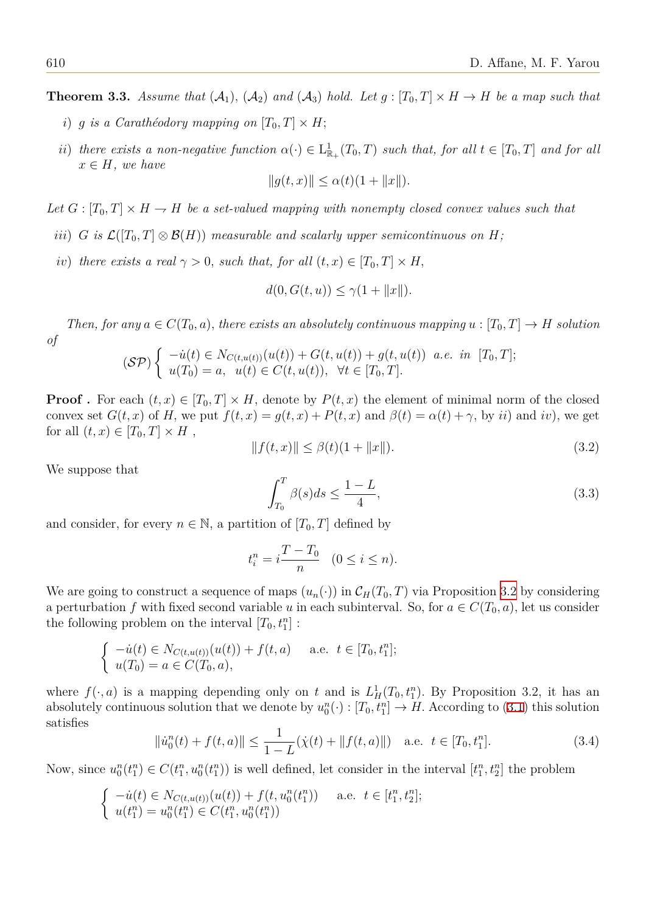**Theorem 3.3.** *Assume that $(\mathcal{A}_1)$, $(\mathcal{A}_2)$ and $(\mathcal{A}_3)$ hold. Let $g : [T_0, T] \times H \to H$ be a map such that*

*i) $g$ is a Carathéodory mapping on $[T_0, T] \times H$;*

*ii) there exists a non-negative function $\alpha(\cdot) \in \mathrm{L}^1_{\mathbb{R}_+}(T_0, T)$ such that, for all $t \in [T_0, T]$ and for all $x \in H$, we have*

$$\|g(t, x)\| \leq \alpha(t)(1 + \|x\|).$$

*Let $G : [T_0, T] \times H \rightharpoonup H$ be a set-valued mapping with nonempty closed convex values such that*

*iii) $G$ is $\mathcal{L}([T_0, T] \otimes \mathcal{B}(H))$ measurable and scalarly upper semicontinuous on $H$;*

*iv) there exists a real $\gamma > 0$, such that, for all $(t, x) \in [T_0, T] \times H$,*

$$d(0, G(t, u)) \leq \gamma(1 + \|x\|).$$

*Then, for any $a \in C(T_0, a)$, there exists an absolutely continuous mapping $u : [T_0, T] \to H$ solution of*

$$(\mathcal{SP}) \begin{cases} -\dot{u}(t) \in N_{C(t,u(t))}(u(t)) + G(t, u(t)) + g(t, u(t)) \ \text{ a.e. in } [T_0, T]; \\ u(T_0) = a, \ \ u(t) \in C(t, u(t)), \ \ \forall t \in [T_0, T]. \end{cases}$$

**Proof .** For each $(t, x) \in [T_0, T] \times H$, denote by $P(t, x)$ the element of minimal norm of the closed convex set $G(t, x)$ of $H$, we put $f(t, x) = g(t, x) + P(t, x)$ and $\beta(t) = \alpha(t) + \gamma$, by $ii)$ and $iv)$, we get for all $(t, x) \in [T_0, T] \times H$ ,

$$\|f(t, x)\| \leq \beta(t)(1 + \|x\|). \tag{3.2}$$

We suppose that

$$\int_{T_0}^{T} \beta(s) ds \leq \frac{1 - L}{4}, \tag{3.3}$$

and consider, for every $n \in \mathbb{N}$, a partition of $[T_0, T]$ defined by

$$t_i^n = i \frac{T - T_0}{n} \quad (0 \leq i \leq n).$$

We are going to construct a sequence of maps $(u_n(\cdot))$ in $\mathcal{C}_H(T_0, T)$ via Proposition 3.2 by considering a perturbation $f$ with fixed second variable $u$ in each subinterval. So, for $a \in C(T_0, a)$, let us consider the following problem on the interval $[T_0, t_1^n]$ :

$$\begin{cases} -\dot{u}(t) \in N_{C(t,u(t))}(u(t)) + f(t, a) \quad \text{ a.e. } \ t \in [T_0, t_1^n]; \\ u(T_0) = a \in C(T_0, a), \end{cases}$$

where $f(\cdot, a)$ is a mapping depending only on $t$ and is $L^1_H(T_0, t_1^n)$. By Proposition 3.2, it has an absolutely continuous solution that we denote by $u_0^n(\cdot) : [T_0, t_1^n] \to H$. According to (3.1) this solution satisfies

$$\|\dot{u}_0^n(t) + f(t, a)\| \leq \frac{1}{1 - L}(\dot{\chi}(t) + \|f(t, a)\|) \quad \text{a.e. } \ t \in [T_0, t_1^n]. \tag{3.4}$$

Now, since $u_0^n(t_1^n) \in C(t_1^n, u_0^n(t_1^n))$ is well defined, let consider in the interval $[t_1^n, t_2^n]$ the problem

$$\begin{cases} -\dot{u}(t) \in N_{C(t,u(t))}(u(t)) + f(t, u_0^n(t_1^n)) \quad \text{ a.e. } \ t \in [t_1^n, t_2^n]; \\ u(t_1^n) = u_0^n(t_1^n) \in C(t_1^n, u_0^n(t_1^n)) \end{cases}$$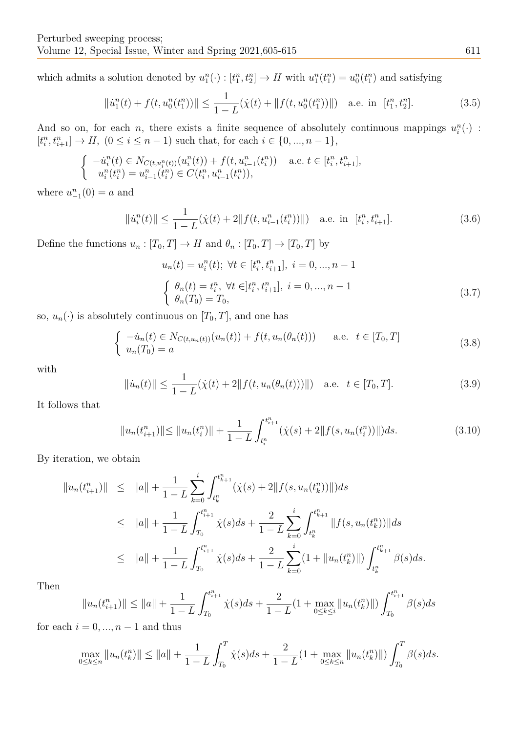which admits a solution denoted by $u_1^n(\cdot) : [t_1^n, t_2^n] \to H$ with $u_1^n(t_1^n) = u_0^n(t_1^n)$ and satisfying

$$\|\dot{u}_1^n(t) + f(t, u_0^n(t_1^n))\| \leq \frac{1}{1-L}(\dot{\chi}(t) + \|f(t, u_0^n(t_1^n))\|) \quad \text{a.e. in } [t_1^n, t_2^n]. \tag{3.5}$$

And so on, for each $n$, there exists a finite sequence of absolutely continuous mappings $u_i^n(\cdot) : [t_i^n, t_{i+1}^n] \to H$, $(0 \leq i \leq n-1)$ such that, for each $i \in \{0, ..., n-1\}$,

$$\begin{cases} -\dot{u}_i^n(t) \in N_{C(t, u_i^n(t))}(u_i^n(t)) + f(t, u_{i-1}^n(t_i^n)) & \text{a.e. } t \in [t_i^n, t_{i+1}^n], \\ u_i^n(t_i^n) = u_{i-1}^n(t_i^n) \in C(t_i^n, u_{i-1}^n(t_i^n)), \end{cases}$$

where $u_{-1}^n(0) = a$ and

$$\|\dot{u}_i^n(t)\| \leq \frac{1}{1-L}(\dot{\chi}(t) + 2\|f(t, u_{i-1}^n(t_i^n))\|) \quad \text{a.e. in } [t_i^n, t_{i+1}^n]. \tag{3.6}$$

Define the functions $u_n : [T_0, T] \to H$ and $\theta_n : [T_0, T] \to [T_0, T]$ by

$$u_n(t) = u_i^n(t);\ \forall t \in [t_i^n, t_{i+1}^n],\ i = 0, ..., n-1$$

$$\begin{cases} \theta_n(t) = t_i^n,\ \forall t \in ]t_i^n, t_{i+1}^n],\ i = 0, ..., n-1 \\ \theta_n(T_0) = T_0, \end{cases} \tag{3.7}$$

so, $u_n(\cdot)$ is absolutely continuous on $[T_0, T]$, and one has

$$\begin{cases} -\dot{u}_n(t) \in N_{C(t, u_n(t))}(u_n(t)) + f(t, u_n(\theta_n(t))) & \text{a.e. } t \in [T_0, T] \\ u_n(T_0) = a \end{cases} \tag{3.8}$$

with

$$\|\dot{u}_n(t)\| \leq \frac{1}{1-L}(\dot{\chi}(t) + 2\|f(t, u_n(\theta_n(t)))\|) \quad \text{a.e. } t \in [T_0, T]. \tag{3.9}$$

It follows that

$$\|u_n(t_{i+1}^n)\| \leq \|u_n(t_i^n)\| + \frac{1}{1-L}\int_{t_i^n}^{t_{i+1}^n} (\dot{\chi}(s) + 2\|f(s, u_n(t_i^n))\|)ds. \tag{3.10}$$

By iteration, we obtain

$$\begin{aligned} \|u_n(t_{i+1}^n)\| &\leq \|a\| + \frac{1}{1-L}\sum_{k=0}^{i}\int_{t_k^n}^{t_{k+1}^n} (\dot{\chi}(s) + 2\|f(s, u_n(t_k^n))\|)ds \\ &\leq \|a\| + \frac{1}{1-L}\int_{T_0}^{t_{i+1}^n} \dot{\chi}(s)ds + \frac{2}{1-L}\sum_{k=0}^{i}\int_{t_k^n}^{t_{k+1}^n} \|f(s, u_n(t_k^n))\|ds \\ &\leq \|a\| + \frac{1}{1-L}\int_{T_0}^{t_{i+1}^n} \dot{\chi}(s)ds + \frac{2}{1-L}\sum_{k=0}^{i}(1 + \|u_n(t_k^n)\|)\int_{t_k^n}^{t_{k+1}^n} \beta(s)ds. \end{aligned}$$

Then

$$\|u_n(t_{i+1}^n)\| \leq \|a\| + \frac{1}{1-L}\int_{T_0}^{t_{i+1}^n} \dot{\chi}(s)ds + \frac{2}{1-L}(1 + \max_{0\leq k\leq i}\|u_n(t_k^n)\|)\int_{T_0}^{t_{i+1}^n} \beta(s)ds$$

for each $i = 0, ..., n-1$ and thus

$$\max_{0\leq k\leq n}\|u_n(t_k^n)\| \leq \|a\| + \frac{1}{1-L}\int_{T_0}^{T} \dot{\chi}(s)ds + \frac{2}{1-L}(1 + \max_{0\leq k\leq n}\|u_n(t_k^n)\|)\int_{T_0}^{T} \beta(s)ds.$$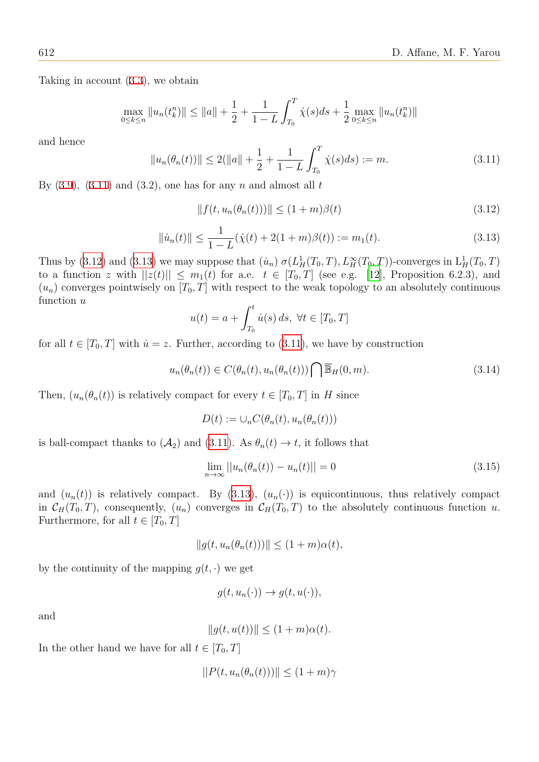Taking in account (3.3), we obtain

$$\max_{0\le k\le n} \|u_n(t_k^n)\| \le \|a\| + \frac{1}{2} + \frac{1}{1-L}\int_{T_0}^{T} \dot{\chi}(s)ds + \frac{1}{2}\max_{0\le k\le n} \|u_n(t_k^n)\|$$

and hence

$$\|u_n(\theta_n(t))\| \le 2(\|a\| + \frac{1}{2} + \frac{1}{1-L}\int_{T_0}^{T} \dot{\chi}(s)ds) := m. \tag{3.11}$$

By (3.9), (3.11) and (3.2), one has for any $n$ and almost all $t$

$$\|f(t, u_n(\theta_n(t)))\| \le (1+m)\beta(t) \tag{3.12}$$

$$\|\dot{u}_n(t)\| \le \frac{1}{1-L}(\dot{\chi}(t) + 2(1+m)\beta(t)) := m_1(t). \tag{3.13}$$

Thus by (3.12) and (3.13) we may suppose that $(\dot{u}_n)$ $\sigma(L^1_H(T_0,T), L^\infty_H(T_0,T))$-converges in $\mathrm{L}^1_H(T_0,T)$ to a function $z$ with $||z(t)|| \le m_1(t)$ for a.e. $t \in [T_0,T]$ (see e.g. [12], Proposition 6.2.3), and $(u_n)$ converges pointwisely on $[T_0,T]$ with respect to the weak topology to an absolutely continuous function $u$

$$u(t) = a + \int_{T_0}^{t} \dot{u}(s)\, ds,\ \forall t \in [T_0,T]$$

for all $t \in [T_0,T]$ with $\dot{u} = z$. Further, according to (3.11), we have by construction

$$u_n(\theta_n(t)) \in C(\theta_n(t), u_n(\theta_n(t))) \bigcap \overline{\mathbb{B}}_H(0,m). \tag{3.14}$$

Then, $(u_n(\theta_n(t))$ is relatively compact for every $t \in [T_0,T]$ in $H$ since

$$D(t) := \cup_n C(\theta_n(t), u_n(\theta_n(t)))$$

is ball-compact thanks to $(\mathcal{A}_2)$ and (3.11). As $\theta_n(t) \to t$, it follows that

$$\lim_{n\to\infty} ||u_n(\theta_n(t)) - u_n(t)|| = 0 \tag{3.15}$$

and $(u_n(t))$ is relatively compact. By (3.13), $(u_n(\cdot))$ is equicontinuous, thus relatively compact in $\mathcal{C}_H(T_0,T)$, consequently, $(u_n)$ converges in $\mathcal{C}_H(T_0,T)$ to the absolutely continuous function $u$. Furthermore, for all $t \in [T_0,T]$

$$\|g(t, u_n(\theta_n(t)))\| \le (1+m)\alpha(t),$$

by the continuity of the mapping $g(t,\cdot)$ we get

$$g(t, u_n(\cdot)) \to g(t, u(\cdot)),$$

and

$$\|g(t, u(t))\| \le (1+m)\alpha(t).$$

In the other hand we have for all $t \in [T_0,T]$

$$||P(t, u_n(\theta_n(t)))\| \le (1+m)\gamma$$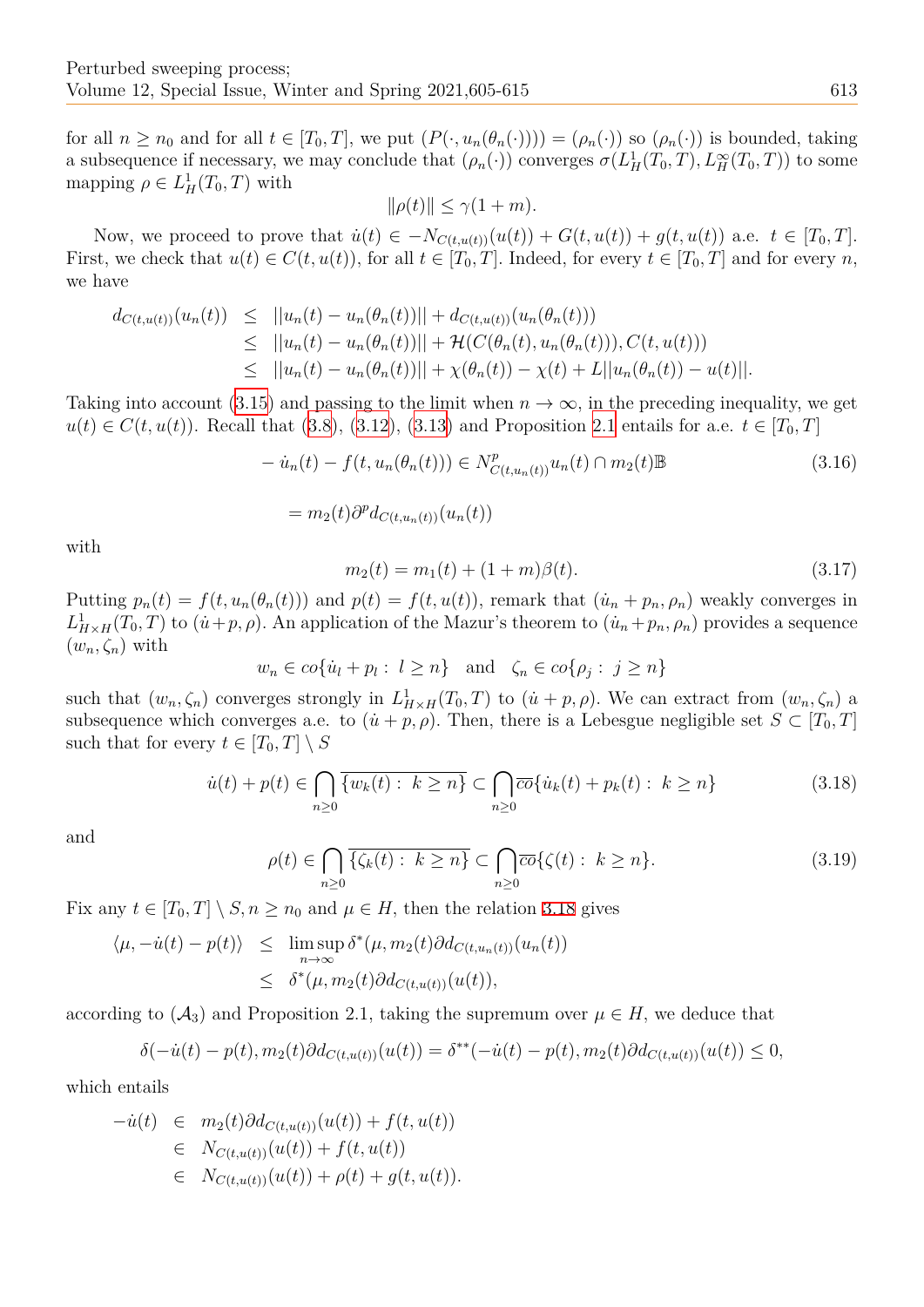for all $n \geq n_0$ and for all $t \in [T_0, T]$, we put $(P(\cdot, u_n(\theta_n(\cdot)))) = (\rho_n(\cdot))$ so $(\rho_n(\cdot))$ is bounded, taking a subsequence if necessary, we may conclude that $(\rho_n(\cdot))$ converges $\sigma(L^1_H(T_0,T), L^\infty_H(T_0,T))$ to some mapping $\rho \in L^1_H(T_0,T)$ with

$$\|\rho(t)\| \leq \gamma(1+m).$$

Now, we proceed to prove that $\dot{u}(t) \in -N_{C(t,u(t))}(u(t)) + G(t,u(t)) + g(t,u(t))$ a.e. $t \in [T_0,T]$. First, we check that $u(t) \in C(t,u(t))$, for all $t \in [T_0,T]$. Indeed, for every $t \in [T_0,T]$ and for every $n$, we have

$$\begin{aligned}
d_{C(t,u(t))}(u_n(t)) &\leq ||u_n(t) - u_n(\theta_n(t))|| + d_{C(t,u(t))}(u_n(\theta_n(t))) \\
&\leq ||u_n(t) - u_n(\theta_n(t))|| + \mathcal{H}(C(\theta_n(t), u_n(\theta_n(t))), C(t,u(t))) \\
&\leq ||u_n(t) - u_n(\theta_n(t))|| + \chi(\theta_n(t)) - \chi(t) + L||u_n(\theta_n(t)) - u(t)||.
\end{aligned}$$

Taking into account (3.15) and passing to the limit when $n \to \infty$, in the preceding inequality, we get $u(t) \in C(t,u(t))$. Recall that (3.8), (3.12), (3.13) and Proposition 2.1 entails for a.e. $t \in [T_0,T]$

$$-\dot{u}_n(t) - f(t, u_n(\theta_n(t))) \in N^p_{C(t,u_n(t))}u_n(t) \cap m_2(t)\mathbb{B} \tag{3.16}$$

$$= m_2(t)\partial^p d_{C(t,u_n(t))}(u_n(t))$$

with

$$m_2(t) = m_1(t) + (1+m)\beta(t). \tag{3.17}$$

Putting $p_n(t) = f(t, u_n(\theta_n(t)))$ and $p(t) = f(t,u(t))$, remark that $(\dot{u}_n + p_n, \rho_n)$ weakly converges in $L^1_{H\times H}(T_0,T)$ to $(\dot{u}+p, \rho)$. An application of the Mazur's theorem to $(\dot{u}_n+p_n, \rho_n)$ provides a sequence $(w_n, \zeta_n)$ with

$$w_n \in co\{\dot{u}_l + p_l : \ l \geq n\} \quad \text{and} \quad \zeta_n \in co\{\rho_j : \ j \geq n\}$$

such that $(w_n, \zeta_n)$ converges strongly in $L^1_{H\times H}(T_0,T)$ to $(\dot{u}+p, \rho)$. We can extract from $(w_n, \zeta_n)$ a subsequence which converges a.e. to $(\dot{u}+p, \rho)$. Then, there is a Lebesgue negligible set $S \subset [T_0,T]$ such that for every $t \in [T_0,T] \setminus S$

$$\dot{u}(t) + p(t) \in \bigcap_{n\geq 0} \overline{\{w_k(t) : \ k \geq n\}} \subset \bigcap_{n\geq 0} \overline{co}\{\dot{u}_k(t) + p_k(t) : \ k \geq n\} \tag{3.18}$$

and

$$\rho(t) \in \bigcap_{n\geq 0} \overline{\{\zeta_k(t) : \ k \geq n\}} \subset \bigcap_{n\geq 0} \overline{co}\{\zeta(t) : \ k \geq n\}. \tag{3.19}$$

Fix any $t \in [T_0,T] \setminus S$, $n \geq n_0$ and $\mu \in H$, then the relation 3.18 gives

$$\begin{aligned}
\langle \mu, -\dot{u}(t) - p(t) \rangle &\leq \limsup_{n\to\infty} \delta^*(\mu, m_2(t)\partial d_{C(t,u_n(t))}(u_n(t)) \\
&\leq \delta^*(\mu, m_2(t)\partial d_{C(t,u(t))}(u(t)),
\end{aligned}$$

according to $(\mathcal{A}_3)$ and Proposition 2.1, taking the supremum over $\mu \in H$, we deduce that

$$\delta(-\dot{u}(t) - p(t), m_2(t)\partial d_{C(t,u(t))}(u(t)) = \delta^{**}(-\dot{u}(t) - p(t), m_2(t)\partial d_{C(t,u(t))}(u(t)) \leq 0,$$

which entails

$$\begin{aligned}
-\dot{u}(t) &\in m_2(t)\partial d_{C(t,u(t))}(u(t)) + f(t,u(t)) \\
&\in N_{C(t,u(t))}(u(t)) + f(t,u(t)) \\
&\in N_{C(t,u(t))}(u(t)) + \rho(t) + g(t,u(t)).
\end{aligned}$$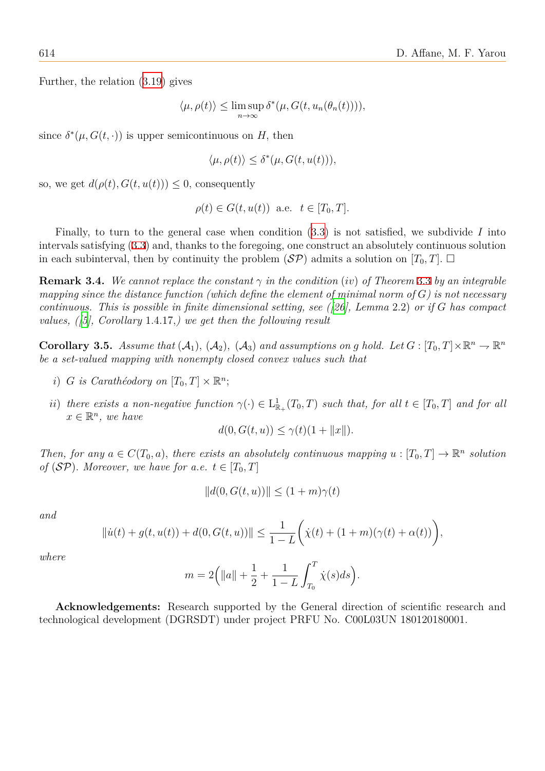Further, the relation (3.19) gives

$$\langle \mu, \rho(t) \rangle \leq \limsup_{n\to\infty} \delta^*(\mu, G(t, u_n(\theta_n(t)))),$$

since $\delta^*(\mu, G(t, \cdot))$ is upper semicontinuous on $H$, then

$$\langle \mu, \rho(t) \rangle \leq \delta^*(\mu, G(t, u(t))),$$

so, we get $d(\rho(t), G(t, u(t))) \leq 0$, consequently

$$\rho(t) \in G(t, u(t)) \text{ a.e. } t \in [T_0, T].$$

Finally, to turn to the general case when condition (3.3) is not satisfied, we subdivide $I$ into intervals satisfying (3.3) and, thanks to the foregoing, one construct an absolutely continuous solution in each subinterval, then by continuity the problem $(\mathcal{SP})$ admits a solution on $[T_0, T]$. □

**Remark 3.4.** *We cannot replace the constant $\gamma$ in the condition $(iv)$ of Theorem 3.3 by an integrable mapping since the distance function (which define the element of minimal norm of $G$) is not necessary continuous. This is possible in finite dimensional setting, see ([26], Lemma 2.2) or if $G$ has compact values, ([5], Corollary 1.4.17,) we get then the following result*

**Corollary 3.5.** *Assume that $(\mathcal{A}_1)$, $(\mathcal{A}_2)$, $(\mathcal{A}_3)$ and assumptions on $g$ hold. Let $G : [T_0, T] \times \mathbb{R}^n \to \mathbb{R}^n$ be a set-valued mapping with nonempty closed convex values such that*

*i) $G$ is Carathéodory on $[T_0, T] \times \mathbb{R}^n$;*

*ii) there exists a non-negative function $\gamma(\cdot) \in \mathrm{L}^1_{\mathbb{R}_+}(T_0, T)$ such that, for all $t \in [T_0, T]$ and for all $x \in \mathbb{R}^n$, we have*

$$d(0, G(t, u)) \leq \gamma(t)(1 + \|x\|).$$

*Then, for any $a \in C(T_0, a)$, there exists an absolutely continuous mapping $u : [T_0, T] \to \mathbb{R}^n$ solution of $(\mathcal{SP})$. Moreover, we have for a.e. $t \in [T_0, T]$*

$$\|d(0, G(t, u))\| \leq (1 + m)\gamma(t)$$

*and*

$$\|\dot{u}(t) + g(t, u(t)) + d(0, G(t, u))\| \leq \frac{1}{1 - L}\bigg(\dot{\chi}(t) + (1 + m)(\gamma(t) + \alpha(t))\bigg),$$

*where*

$$m = 2\Big(\|a\| + \frac{1}{2} + \frac{1}{1 - L}\int_{T_0}^{T} \dot{\chi}(s)ds\Big).$$

**Acknowledgements:** Research supported by the General direction of scientific research and technological development (DGRSDT) under project PRFU No. C00L03UN 180120180001.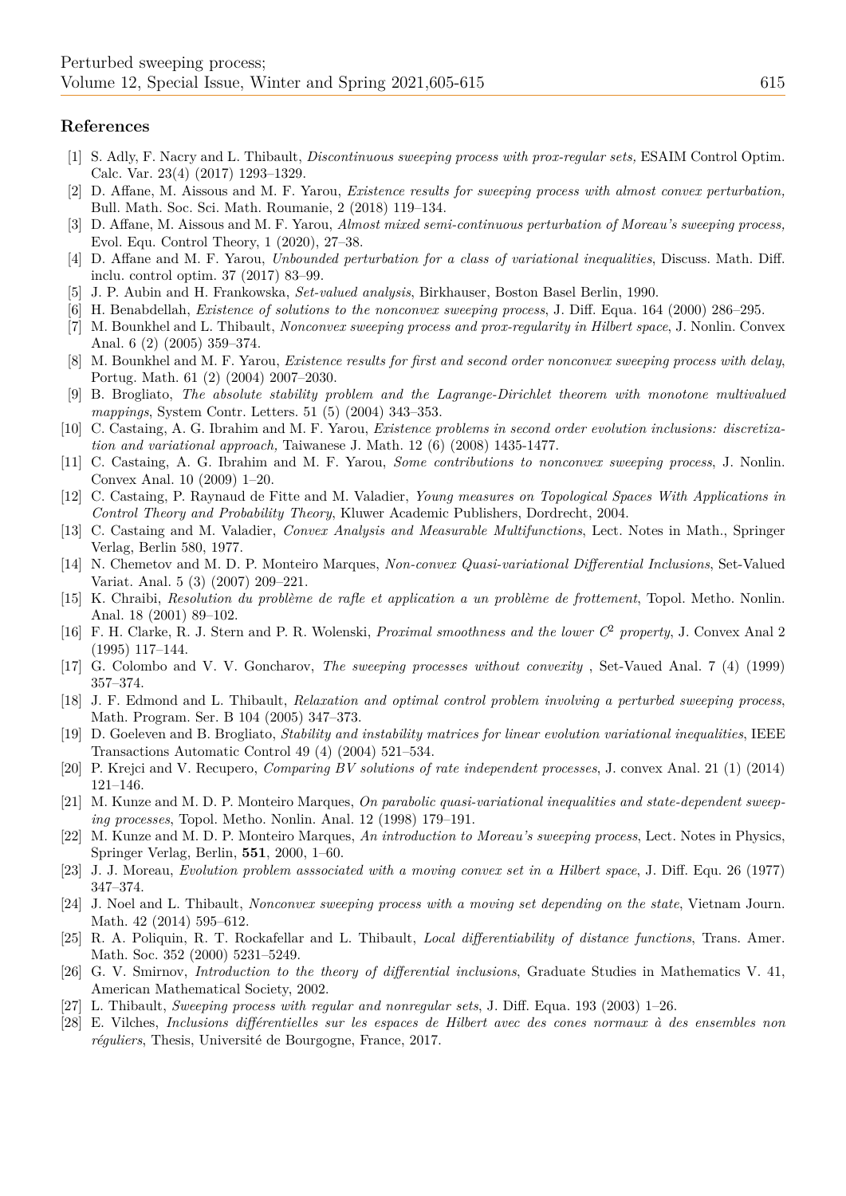### References

[1] S. Adly, F. Nacry and L. Thibault, *Discontinuous sweeping process with prox-regular sets,* ESAIM Control Optim. Calc. Var. 23(4) (2017) 1293–1329.

[2] D. Affane, M. Aissous and M. F. Yarou, *Existence results for sweeping process with almost convex perturbation,* Bull. Math. Soc. Sci. Math. Roumanie, 2 (2018) 119–134.

[3] D. Affane, M. Aissous and M. F. Yarou, *Almost mixed semi-continuous perturbation of Moreau's sweeping process,* Evol. Equ. Control Theory, 1 (2020), 27–38.

[4] D. Affane and M. F. Yarou, *Unbounded perturbation for a class of variational inequalities*, Discuss. Math. Diff. inclu. control optim. 37 (2017) 83–99.

[5] J. P. Aubin and H. Frankowska, *Set-valued analysis*, Birkhauser, Boston Basel Berlin, 1990.

[6] H. Benabdellah, *Existence of solutions to the nonconvex sweeping process*, J. Diff. Equa. 164 (2000) 286–295.

[7] M. Bounkhel and L. Thibault, *Nonconvex sweeping process and prox-regularity in Hilbert space*, J. Nonlin. Convex Anal. 6 (2) (2005) 359–374.

[8] M. Bounkhel and M. F. Yarou, *Existence results for first and second order nonconvex sweeping process with delay*, Portug. Math. 61 (2) (2004) 2007–2030.

[9] B. Brogliato, *The absolute stability problem and the Lagrange-Dirichlet theorem with monotone multivalued mappings*, System Contr. Letters. 51 (5) (2004) 343–353.

[10] C. Castaing, A. G. Ibrahim and M. F. Yarou, *Existence problems in second order evolution inclusions: discretization and variational approach*, Taiwanese J. Math. 12 (6) (2008) 1435-1477.

[11] C. Castaing, A. G. Ibrahim and M. F. Yarou, *Some contributions to nonconvex sweeping process*, J. Nonlin. Convex Anal. 10 (2009) 1–20.

[12] C. Castaing, P. Raynaud de Fitte and M. Valadier, *Young measures on Topological Spaces With Applications in Control Theory and Probability Theory*, Kluwer Academic Publishers, Dordrecht, 2004.

[13] C. Castaing and M. Valadier, *Convex Analysis and Measurable Multifunctions*, Lect. Notes in Math., Springer Verlag, Berlin 580, 1977.

[14] N. Chemetov and M. D. P. Monteiro Marques, *Non-convex Quasi-variational Differential Inclusions*, Set-Valued Variat. Anal. 5 (3) (2007) 209–221.

[15] K. Chraibi, *Resolution du problème de rafle et application a un problème de frottement*, Topol. Metho. Nonlin. Anal. 18 (2001) 89–102.

[16] F. H. Clarke, R. J. Stern and P. R. Wolenski, *Proximal smoothness and the lower $C^2$ property*, J. Convex Anal 2 (1995) 117–144.

[17] G. Colombo and V. V. Goncharov, *The sweeping processes without convexity* , Set-Vaued Anal. 7 (4) (1999) 357–374.

[18] J. F. Edmond and L. Thibault, *Relaxation and optimal control problem involving a perturbed sweeping process*, Math. Program. Ser. B 104 (2005) 347–373.

[19] D. Goeleven and B. Brogliato, *Stability and instability matrices for linear evolution variational inequalities*, IEEE Transactions Automatic Control 49 (4) (2004) 521–534.

[20] P. Krejci and V. Recupero, *Comparing BV solutions of rate independent processes*, J. convex Anal. 21 (1) (2014) 121–146.

[21] M. Kunze and M. D. P. Monteiro Marques, *On parabolic quasi-variational inequalities and state-dependent sweeping processes*, Topol. Metho. Nonlin. Anal. 12 (1998) 179–191.

[22] M. Kunze and M. D. P. Monteiro Marques, *An introduction to Moreau's sweeping process*, Lect. Notes in Physics, Springer Verlag, Berlin, **551**, 2000, 1–60.

[23] J. J. Moreau, *Evolution problem asssociated with a moving convex set in a Hilbert space*, J. Diff. Equ. 26 (1977) 347–374.

[24] J. Noel and L. Thibault, *Nonconvex sweeping process with a moving set depending on the state*, Vietnam Journ. Math. 42 (2014) 595–612.

[25] R. A. Poliquin, R. T. Rockafellar and L. Thibault, *Local differentiability of distance functions*, Trans. Amer. Math. Soc. 352 (2000) 5231–5249.

[26] G. V. Smirnov, *Introduction to the theory of differential inclusions*, Graduate Studies in Mathematics V. 41, American Mathematical Society, 2002.

[27] L. Thibault, *Sweeping process with regular and nonregular sets*, J. Diff. Equa. 193 (2003) 1–26.

[28] E. Vilches, *Inclusions différentielles sur les espaces de Hilbert avec des cones normaux à des ensembles non réguliers*, Thesis, Université de Bourgogne, France, 2017.